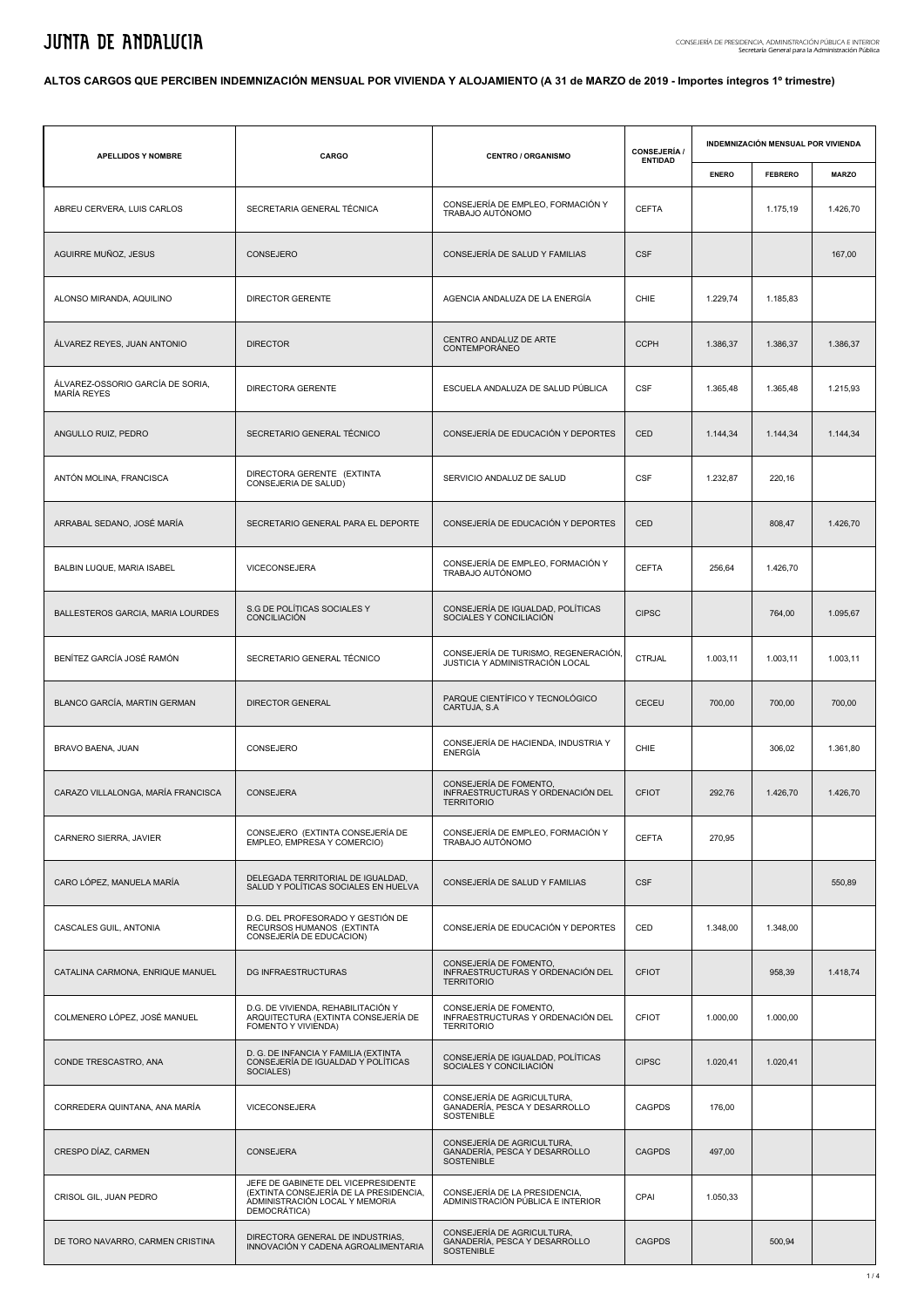**ALTOS CARGOS QUE PERCIBEN INDEMNIZACIÓN MENSUAL POR VIVIENDA Y ALOJAMIENTO (A 31 de MARZO de 2019 - Importes íntegros 1º trimestre)**

| APELLIDOS Y NOMBRE | CARGO | CENTRO / ORGANISMO | CONSEJERÍA / ENTIDAD | INDEMNIZACIÓN MENSUAL POR VIVIENDA | | |
|---|---|---|---|---|---|---|
| | | | | ENERO | FEBRERO | MARZO |
| ABREU CERVERA, LUIS CARLOS | SECRETARIA GENERAL TÉCNICA | CONSEJERÍA DE EMPLEO, FORMACIÓN Y TRABAJO AUTÓNOMO | CEFTA | | 1.175,19 | 1.426,70 |
| AGUIRRE MUÑOZ, JESUS | CONSEJERO | CONSEJERÍA DE SALUD Y FAMILIAS | CSF | | | 167,00 |
| ALONSO MIRANDA, AQUILINO | DIRECTOR GERENTE | AGENCIA ANDALUZA DE LA ENERGÍA | CHIE | 1.229,74 | 1.185,83 | |
| ÁLVAREZ REYES, JUAN ANTONIO | DIRECTOR | CENTRO ANDALUZ DE ARTE CONTEMPORÁNEO | CCPH | 1.386,37 | 1.386,37 | 1.386,37 |
| ÁLVAREZ-OSSORIO GARCÍA DE SORIA, MARÍA REYES | DIRECTORA GERENTE | ESCUELA ANDALUZA DE SALUD PÚBLICA | CSF | 1.365,48 | 1.365,48 | 1.215,93 |
| ANGULLO RUIZ, PEDRO | SECRETARIO GENERAL TÉCNICO | CONSEJERÍA DE EDUCACIÓN Y DEPORTES | CED | 1.144,34 | 1.144,34 | 1.144,34 |
| ANTÓN MOLINA, FRANCISCA | DIRECTORA GERENTE (EXTINTA CONSEJERIA DE SALUD) | SERVICIO ANDALUZ DE SALUD | CSF | 1.232,87 | 220,16 | |
| ARRABAL SEDANO, JOSÉ MARÍA | SECRETARIO GENERAL PARA EL DEPORTE | CONSEJERÍA DE EDUCACIÓN Y DEPORTES | CED | | 808,47 | 1.426,70 |
| BALBIN LUQUE, MARIA ISABEL | VICECONSEJERA | CONSEJERÍA DE EMPLEO, FORMACIÓN Y TRABAJO AUTÓNOMO | CEFTA | 256,64 | 1.426,70 | |
| BALLESTEROS GARCIA, MARIA LOURDES | S.G DE POLÍTICAS SOCIALES Y CONCILIACIÓN | CONSEJERÍA DE IGUALDAD, POLÍTICAS SOCIALES Y CONCILIACIÓN | CIPSC | | 764,00 | 1.095,67 |
| BENÍTEZ GARCÍA JOSÉ RAMÓN | SECRETARIO GENERAL TÉCNICO | CONSEJERÍA DE TURISMO, REGENERACIÓN, JUSTICIA Y ADMINISTRACIÓN LOCAL | CTRJAL | 1.003,11 | 1.003,11 | 1.003,11 |
| BLANCO GARCÍA, MARTIN GERMAN | DIRECTOR GENERAL | PARQUE CIENTÍFICO Y TECNOLÓGICO CARTUJA, S.A | CECEU | 700,00 | 700,00 | 700,00 |
| BRAVO BAENA, JUAN | CONSEJERO | CONSEJERÍA DE HACIENDA, INDUSTRIA Y ENERGÍA | CHIE | | 306,02 | 1.361,80 |
| CARAZO VILLALONGA, MARÍA FRANCISCA | CONSEJERA | CONSEJERÍA DE FOMENTO, INFRAESTRUCTURAS Y ORDENACIÓN DEL TERRITORIO | CFIOT | 292,76 | 1.426,70 | 1.426,70 |
| CARNERO SIERRA, JAVIER | CONSEJERO (EXTINTA CONSEJERÍA DE EMPLEO, EMPRESA Y COMERCIO) | CONSEJERÍA DE EMPLEO, FORMACIÓN Y TRABAJO AUTÓNOMO | CEFTA | 270,95 | | |
| CARO LÓPEZ, MANUELA MARÍA | DELEGADA TERRITORIAL DE IGUALDAD, SALUD Y POLÍTICAS SOCIALES EN HUELVA | CONSEJERÍA DE SALUD Y FAMILIAS | CSF | | | 550,89 |
| CASCALES GUIL, ANTONIA | D.G. DEL PROFESORADO Y GESTIÓN DE RECURSOS HUMANOS (EXTINTA CONSEJERÍA DE EDUCACIÓN) | CONSEJERÍA DE EDUCACIÓN Y DEPORTES | CED | 1.348,00 | 1.348,00 | |
| CATALINA CARMONA, ENRIQUE MANUEL | DG INFRAESTRUCTURAS | CONSEJERÍA DE FOMENTO, INFRAESTRUCTURAS Y ORDENACIÓN DEL TERRITORIO | CFIOT | | 958,39 | 1.418,74 |
| COLMENERO LÓPEZ, JOSÉ MANUEL | D.G. DE VIVIENDA, REHABILITACIÓN Y ARQUITECTURA (EXTINTA CONSEJERÍA DE FOMENTO Y VIVIENDA) | CONSEJERÍA DE FOMENTO, INFRAESTRUCTURAS Y ORDENACIÓN DEL TERRITORIO | CFIOT | 1.000,00 | 1.000,00 | |
| CONDE TRESCASTRO, ANA | D. G. DE INFANCIA Y FAMILIA (EXTINTA CONSEJERÍA DE IGUALDAD Y POLÍTICAS SOCIALES) | CONSEJERÍA DE IGUALDAD, POLÍTICAS SOCIALES Y CONCILIACIÓN | CIPSC | 1.020,41 | 1.020,41 | |
| CORREDERA QUINTANA, ANA MARÍA | VICECONSEJERA | CONSEJERÍA DE AGRICULTURA, GANADERÍA, PESCA Y DESARROLLO SOSTENIBLE | CAGPDS | 176,00 | | |
| CRESPO DÍAZ, CARMEN | CONSEJERA | CONSEJERÍA DE AGRICULTURA, GANADERÍA, PESCA Y DESARROLLO SOSTENIBLE | CAGPDS | 497,00 | | |
| CRISOL GIL, JUAN PEDRO | JEFE DE GABINETE DEL VICEPRESIDENTE (EXTINTA CONSEJERÍA DE LA PRESIDENCIA, ADMINISTRACIÓN LOCAL Y MEMORIA DEMOCRÁTICA) | CONSEJERÍA DE LA PRESIDENCIA, ADMINISTRACIÓN PÚBLICA E INTERIOR | CPAI | 1.050,33 | | |
| DE TORO NAVARRO, CARMEN CRISTINA | DIRECTORA GENERAL DE INDUSTRIAS, INNOVACIÓN Y CADENA AGROALIMENTARIA | CONSEJERÍA DE AGRICULTURA, GANADERÍA, PESCA Y DESARROLLO SOSTENIBLE | CAGPDS | | 500,94 | |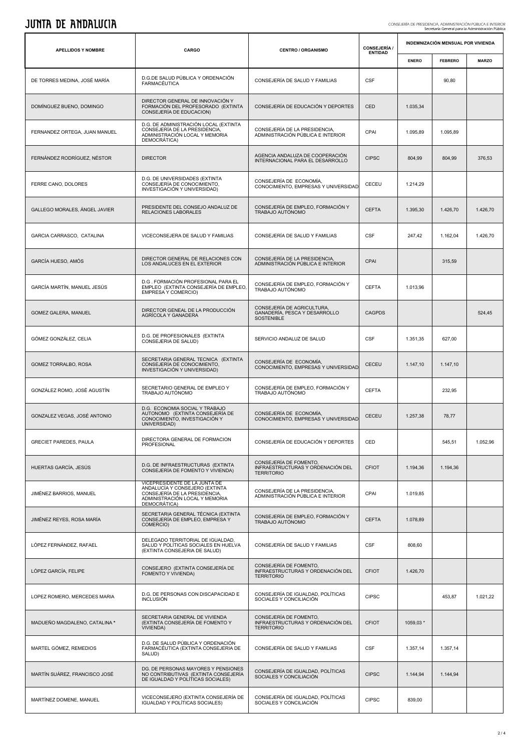| APELLIDOS Y NOMBRE | CARGO | CENTRO / ORGANISMO | CONSEJERÍA / ENTIDAD | INDEMNIZACIÓN MENSUAL POR VIVIENDA | | |
|---|---|---|---|---|---|---|
| | | | | ENERO | FEBRERO | MARZO |
| DE TORRES MEDINA, JOSÉ MARÍA | D.G.DE SALUD PÚBLICA Y ORDENACIÓN FARMACÉUTICA | CONSEJERÍA DE SALUD Y FAMILIAS | CSF | | 90,80 | |
| DOMÍNGUEZ BUENO, DOMINGO | DIRECTOR GENERAL DE INNOVACIÓN Y FORMACIÓN DEL PROFESORADO (EXTINTA CONSEJERÍA DE EDUCACION) | CONSEJERÍA DE EDUCACIÓN Y DEPORTES | CED | 1.035,34 | | |
| FERNANDEZ ORTEGA, JUAN MANUEL | D.G. DE ADMINISTRACIÓN LOCAL (EXTINTA CONSEJERÍA DE LA PRESIDENCIA, ADMINISTRACIÓN LOCAL Y MEMORIA DEMOCRÁTICA) | CONSEJERÍA DE LA PRESIDENCIA, ADMINISTRACIÓN PÚBLICA E INTERIOR | CPAI | 1.095,89 | 1.095,89 | |
| FERNÁNDEZ RODRÍGUEZ, NÉSTOR | DIRECTOR | AGENCIA ANDALUZA DE COOPERACIÓN INTERNACIONAL PARA EL DESARROLLO | CIPSC | 804,99 | 804,99 | 376,53 |
| FERRE CANO, DOLORES | D.G. DE UNIVERSIDADES (EXTINTA CONSEJERÍA DE CONOCIMIENTO, INVESTIGACIÓN Y UNIVERSIDAD) | CONSEJERÍA DE ECONOMÍA, CONOCIMIENTO, EMPRESAS Y UNIVERSIDAD | CECEU | 1.214,29 | | |
| GALLEGO MORALES, ÁNGEL JAVIER | PRESIDENTE DEL CONSEJO ANDALUZ DE RELACIONES LABORALES | CONSEJERÍA DE EMPLEO, FORMACIÓN Y TRABAJO AUTÓNOMO | CEFTA | 1.395,30 | 1.426,70 | 1.426,70 |
| GARCIA CARRASCO, CATALINA | VICECONSEJERA DE SALUD Y FAMILIAS | CONSEJERÍA DE SALUD Y FAMILIAS | CSF | 247,42 | 1.162,04 | 1.426,70 |
| GARCÍA HUESO, AMÓS | DIRECTOR GENERAL DE RELACIONES CON LOS ANDALUCES EN EL EXTERIOR | CONSEJERÍA DE LA PRESIDENCIA, ADMINISTRACIÓN PÚBLICA E INTERIOR | CPAI | | 315,59 | |
| GARCÍA MARTÍN, MANUEL JESÚS | D.G . FORMACIÓN PROFESIONAL PARA EL EMPLEO (EXTINTA CONSEJERÍA DE EMPLEO, EMPRESA Y COMERCIO) | CONSEJERÍA DE EMPLEO, FORMACIÓN Y TRABAJO AUTÓNOMO | CEFTA | 1.013,96 | | |
| GOMEZ GALERA, MANUEL | DIRECTOR GENEAL DE LA PRODUCCIÓN AGRÍCOLA Y GANADERA | CONSEJERÍA DE AGRICULTURA, GANADERÍA, PESCA Y DESARROLLO SOSTENIBLE | CAGPDS | | | 524,45 |
| GÓMEZ GONZÁLEZ, CELIA | D.G. DE PROFESIONALES (EXTINTA CONSEJERIA DE SALUD) | SERVICIO ANDALUZ DE SALUD | CSF | 1.351,35 | 627,00 | |
| GOMEZ TORRALBO, ROSA | SECRETARIA GENERAL TECNICA (EXTINTA CONSEJERÍA DE CONOCIMIENTO, INVESTIGACIÓN Y UNIVERSIDAD) | CONSEJERÍA DE ECONOMÍA, CONOCIMIENTO, EMPRESAS Y UNIVERSIDAD | CECEU | 1.147,10 | 1.147,10 | |
| GONZÁLEZ ROMO, JOSÉ AGUSTÍN | SECRETARIO GENERAL DE EMPLEO Y TRABAJO AUTÓNOMO | CONSEJERÍA DE EMPLEO, FORMACIÓN Y TRABAJO AUTÓNOMO | CEFTA | | 232,95 | |
| GONZALEZ VEGAS, JOSÉ ANTONIO | D.G. ECONOMIA SOCIAL Y TRABAJO AUTONOMO (EXTINTA CONSEJERÍA DE CONOCIMIENTO, INVESTIGACIÓN Y UNIVERSIDAD) | CONSEJERÍA DE ECONOMÍA, CONOCIMIENTO, EMPRESAS Y UNIVERSIDAD | CECEU | 1.257,38 | 78,77 | |
| GRECIET PAREDES, PAULA | DIRECTORA GENERAL DE FORMACION PROFESIONAL | CONSEJERÍA DE EDUCACIÓN Y DEPORTES | CED | | 545,51 | 1.052,96 |
| HUERTAS GARCÍA, JESÚS | D.G. DE INFRAESTRUCTURAS (EXTINTA CONSEJERÍA DE FOMENTO Y VIVIENDA) | CONSEJERÍA DE FOMENTO, INFRAESTRUCTURAS Y ORDENACIÓN DEL TERRITORIO | CFIOT | 1.194,36 | 1.194,36 | |
| JIMÉNEZ BARRIOS, MANUEL | VICEPRESIDENTE DE LA JUNTA DE ANDALUCÍA Y CONSEJERO (EXTINTA CONSEJERÍA DE LA PRESIDENCIA, ADMINISTRACIÓN LOCAL Y MEMORIA DEMOCRÁTICA) | CONSEJERÍA DE LA PRESIDENCIA, ADMINISTRACIÓN PÚBLICA E INTERIOR | CPAI | 1.019,85 | | |
| JIMÉNEZ REYES, ROSA MARÍA | SECRETARIA GENERAL TÉCNICA (EXTINTA CONSEJERÍA DE EMPLEO, EMPRESA Y COMERCIO) | CONSEJERÍA DE EMPLEO, FORMACIÓN Y TRABAJO AUTÓNOMO | CEFTA | 1.078,89 | | |
| LÓPEZ FERNÁNDEZ, RAFAEL | DELEGADO TERRITORIAL DE IGUALDAD, SALUD Y POLÍTICAS SOCIALES EN HUELVA (EXTINTA CONSEJERIA DE SALUD) | CONSEJERÍA DE SALUD Y FAMILIAS | CSF | 808,60 | | |
| LÓPEZ GARCÍA, FELIPE | CONSEJERO (EXTINTA CONSEJERÍA DE FOMENTO Y VIVIENDA) | CONSEJERÍA DE FOMENTO, INFRAESTRUCTURAS Y ORDENACIÓN DEL TERRITORIO | CFIOT | 1.426,70 | | |
| LOPEZ ROMERO, MERCEDES MARIA | D.G. DE PERSONAS CON DISCAPACIDAD E INCLUSIÓN | CONSEJERÍA DE IGUALDAD, POLÍTICAS SOCIALES Y CONCILIACIÓN | CIPSC | | 453,87 | 1.021,22 |
| MADUEÑO MAGDALENO, CATALINA * | SECRETARIA GENERAL DE VIVIENDA (EXTINTA CONSEJERÍA DE FOMENTO Y VIVIENDA) | CONSEJERÍA DE FOMENTO, INFRAESTRUCTURAS Y ORDENACIÓN DEL TERRITORIO | CFIOT | 1059,03 * | | |
| MARTEL GÓMEZ, REMEDIOS | D.G. DE SALUD PÚBLICA Y ORDENACIÓN FARMACÉUTICA (EXTINTA CONSEJERIA DE SALUD) | CONSEJERÍA DE SALUD Y FAMILIAS | CSF | 1.357,14 | 1.357,14 | |
| MARTÍN SUÁREZ, FRANCISCO JOSÉ | DG. DE PERSONAS MAYORES Y PENSIONES NO CONTRIBUTIVAS (EXTINTA CONSEJERÍA DE IGUALDAD Y POLÍTICAS SOCIALES) | CONSEJERÍA DE IGUALDAD, POLÍTICAS SOCIALES Y CONCILIACIÓN | CIPSC | 1.144,94 | 1.144,94 | |
| MARTÍNEZ DOMENE, MANUEL | VICECONSEJERO (EXTINTA CONSEJERÍA DE IGUALDAD Y POLÍTICAS SOCIALES) | CONSEJERÍA DE IGUALDAD, POLÍTICAS SOCIALES Y CONCILIACIÓN | CIPSC | 839,00 | | |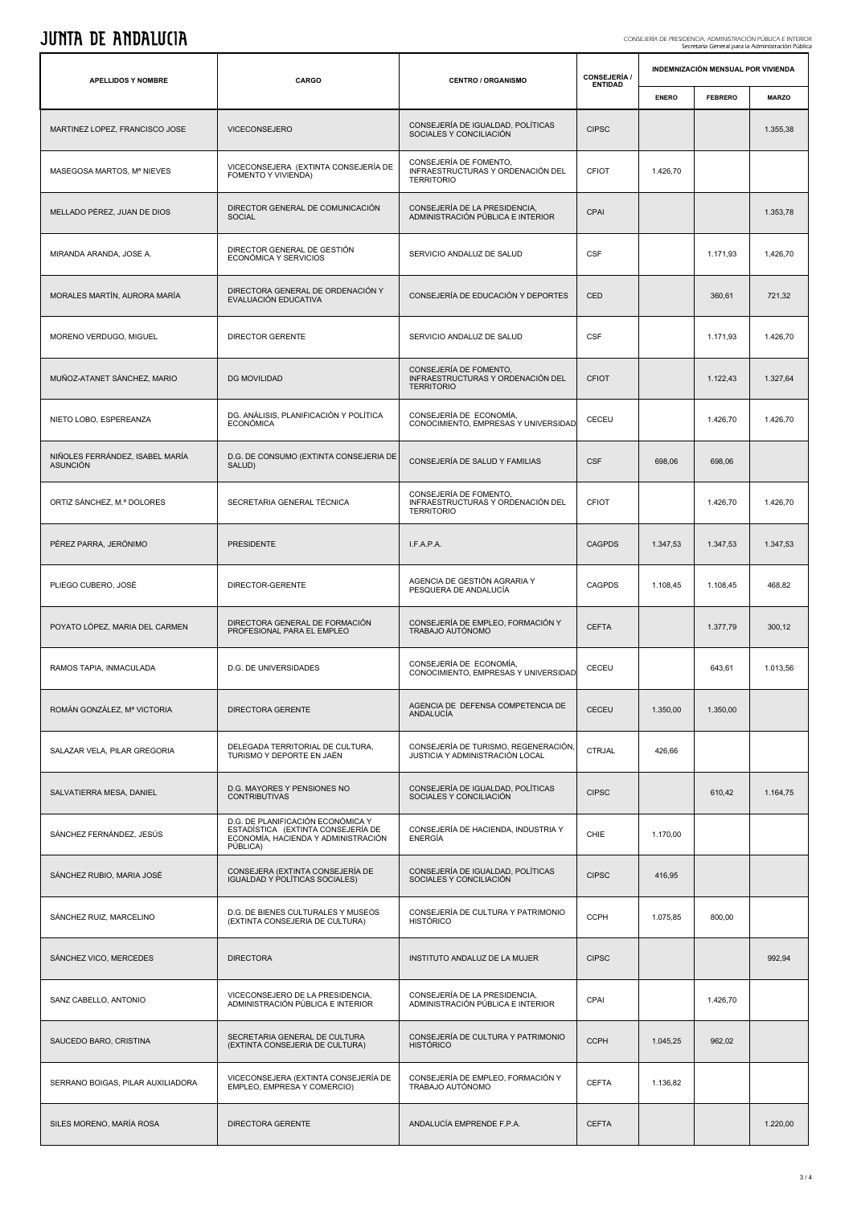| APELLIDOS Y NOMBRE | CARGO | CENTRO / ORGANISMO | CONSEJERÍA / ENTIDAD | INDEMNIZACIÓN MENSUAL POR VIVIENDA | | |
|---|---|---|---|---|---|---|
| | | | | ENERO | FEBRERO | MARZO |
| MARTINEZ LOPEZ, FRANCISCO JOSE | VICECONSEJERO | CONSEJERÍA DE IGUALDAD, POLÍTICAS SOCIALES Y CONCILIACIÓN | CIPSC | | | 1.355,38 |
| MASEGOSA MARTOS, Mª NIEVES | VICECONSEJERA (EXTINTA CONSEJERÍA DE FOMENTO Y VIVIENDA) | CONSEJERÍA DE FOMENTO, INFRAESTRUCTURAS Y ORDENACIÓN DEL TERRITORIO | CFIOT | 1.426,70 | | |
| MELLADO PÉREZ, JUAN DE DIOS | DIRECTOR GENERAL DE COMUNICACIÓN SOCIAL | CONSEJERÍA DE LA PRESIDENCIA, ADMINISTRACIÓN PÚBLICA E INTERIOR | CPAI | | | 1.353,78 |
| MIRANDA ARANDA, JOSE A. | DIRECTOR GENERAL DE GESTIÓN ECONÓMICA Y SERVICIOS | SERVICIO ANDALUZ DE SALUD | CSF | | 1.171,93 | 1.426,70 |
| MORALES MARTÍN, AURORA MARÍA | DIRECTORA GENERAL DE ORDENACIÓN Y EVALUACIÓN EDUCATIVA | CONSEJERÍA DE EDUCACIÓN Y DEPORTES | CED | | 360,61 | 721,32 |
| MORENO VERDUGO, MIGUEL | DIRECTOR GERENTE | SERVICIO ANDALUZ DE SALUD | CSF | | 1.171,93 | 1.426,70 |
| MUÑOZ-ATANET SÁNCHEZ, MARIO | DG MOVILIDAD | CONSEJERÍA DE FOMENTO, INFRAESTRUCTURAS Y ORDENACIÓN DEL TERRITORIO | CFIOT | | 1.122,43 | 1.327,64 |
| NIETO LOBO, ESPEREANZA | DG. ANÁLISIS, PLANIFICACIÓN Y POLÍTICA ECONÓMICA | CONSEJERÍA DE ECONOMÍA, CONOCIMIENTO, EMPRESAS Y UNIVERSIDAD | CECEU | | 1.426,70 | 1.426,70 |
| NIÑOLES FERRÁNDEZ, ISABEL MARÍA ASUNCIÓN | D.G. DE CONSUMO (EXTINTA CONSEJERIA DE SALUD) | CONSEJERÍA DE SALUD Y FAMILIAS | CSF | 698,06 | 698,06 | |
| ORTIZ SÁNCHEZ, M.ª DOLORES | SECRETARIA GENERAL TÉCNICA | CONSEJERÍA DE FOMENTO, INFRAESTRUCTURAS Y ORDENACIÓN DEL TERRITORIO | CFIOT | | 1.426,70 | 1.426,70 |
| PÉREZ PARRA, JERÓNIMO | PRESIDENTE | I.F.A.P.A. | CAGPDS | 1.347,53 | 1.347,53 | 1.347,53 |
| PLIEGO CUBERO, JOSÉ | DIRECTOR-GERENTE | AGENCIA DE GESTIÓN AGRARIA Y PESQUERA DE ANDALUCÍA | CAGPDS | 1.108,45 | 1.108,45 | 468,82 |
| POYATO LÓPEZ, MARIA DEL CARMEN | DIRECTORA GENERAL DE FORMACIÓN PROFESIONAL PARA EL EMPLEO | CONSEJERÍA DE EMPLEO, FORMACIÓN Y TRABAJO AUTÓNOMO | CEFTA | | 1.377,79 | 300,12 |
| RAMOS TAPIA, INMACULADA | D.G. DE UNIVERSIDADES | CONSEJERÍA DE ECONOMÍA, CONOCIMIENTO, EMPRESAS Y UNIVERSIDAD | CECEU | | 643,61 | 1.013,56 |
| ROMÁN GONZÁLEZ, Mª VICTORIA | DIRECTORA GERENTE | AGENCIA DE DEFENSA COMPETENCIA DE ANDALUCÍA | CECEU | 1.350,00 | 1.350,00 | |
| SALAZAR VELA, PILAR GREGORIA | DELEGADA TERRITORIAL DE CULTURA, TURISMO Y DEPORTE EN JAÉN | CONSEJERÍA DE TURISMO, REGENERACIÓN, JUSTICIA Y ADMINISTRACIÓN LOCAL | CTRJAL | 426,66 | | |
| SALVATIERRA MESA, DANIEL | D.G. MAYORES Y PENSIONES NO CONTRIBUTIVAS | CONSEJERÍA DE IGUALDAD, POLÍTICAS SOCIALES Y CONCILIACIÓN | CIPSC | | 610,42 | 1.164,75 |
| SÁNCHEZ FERNÁNDEZ, JESÚS | D.G. DE PLANIFICACIÓN ECONÓMICA Y ESTADÍSTICA (EXTINTA CONSEJERÍA DE ECONOMÍA, HACIENDA Y ADMINISTRACIÓN PÚBLICA) | CONSEJERÍA DE HACIENDA, INDUSTRIA Y ENERGÍA | CHIE | 1.170,00 | | |
| SÁNCHEZ RUBIO, MARIA JOSÉ | CONSEJERA (EXTINTA CONSEJERÍA DE IGUALDAD Y POLÍTICAS SOCIALES) | CONSEJERÍA DE IGUALDAD, POLÍTICAS SOCIALES Y CONCILIACIÓN | CIPSC | 416,95 | | |
| SÁNCHEZ RUIZ, MARCELINO | D.G. DE BIENES CULTURALES Y MUSEOS (EXTINTA CONSEJERIA DE CULTURA) | CONSEJERÍA DE CULTURA Y PATRIMONIO HISTÓRICO | CCPH | 1.075,85 | 800,00 | |
| SÁNCHEZ VICO, MERCEDES | DIRECTORA | INSTITUTO ANDALUZ DE LA MUJER | CIPSC | | | 992,94 |
| SANZ CABELLO, ANTONIO | VICECONSEJERO DE LA PRESIDENCIA, ADMINISTRACIÓN PÚBLICA E INTERIOR | CONSEJERÍA DE LA PRESIDENCIA, ADMINISTRACIÓN PÚBLICA E INTERIOR | CPAI | | 1.426,70 | |
| SAUCEDO BARO, CRISTINA | SECRETARIA GENERAL DE CULTURA (EXTINTA CONSEJERIA DE CULTURA) | CONSEJERÍA DE CULTURA Y PATRIMONIO HISTÓRICO | CCPH | 1.045,25 | 962,02 | |
| SERRANO BOIGAS, PILAR AUXILIADORA | VICECONSEJERA (EXTINTA CONSEJERÍA DE EMPLEO, EMPRESA Y COMERCIO) | CONSEJERÍA DE EMPLEO, FORMACIÓN Y TRABAJO AUTÓNOMO | CEFTA | 1.136,82 | | |
| SILES MORENO, MARÍA ROSA | DIRECTORA GERENTE | ANDALUCÍA EMPRENDE F.P.A. | CEFTA | | | 1.220,00 |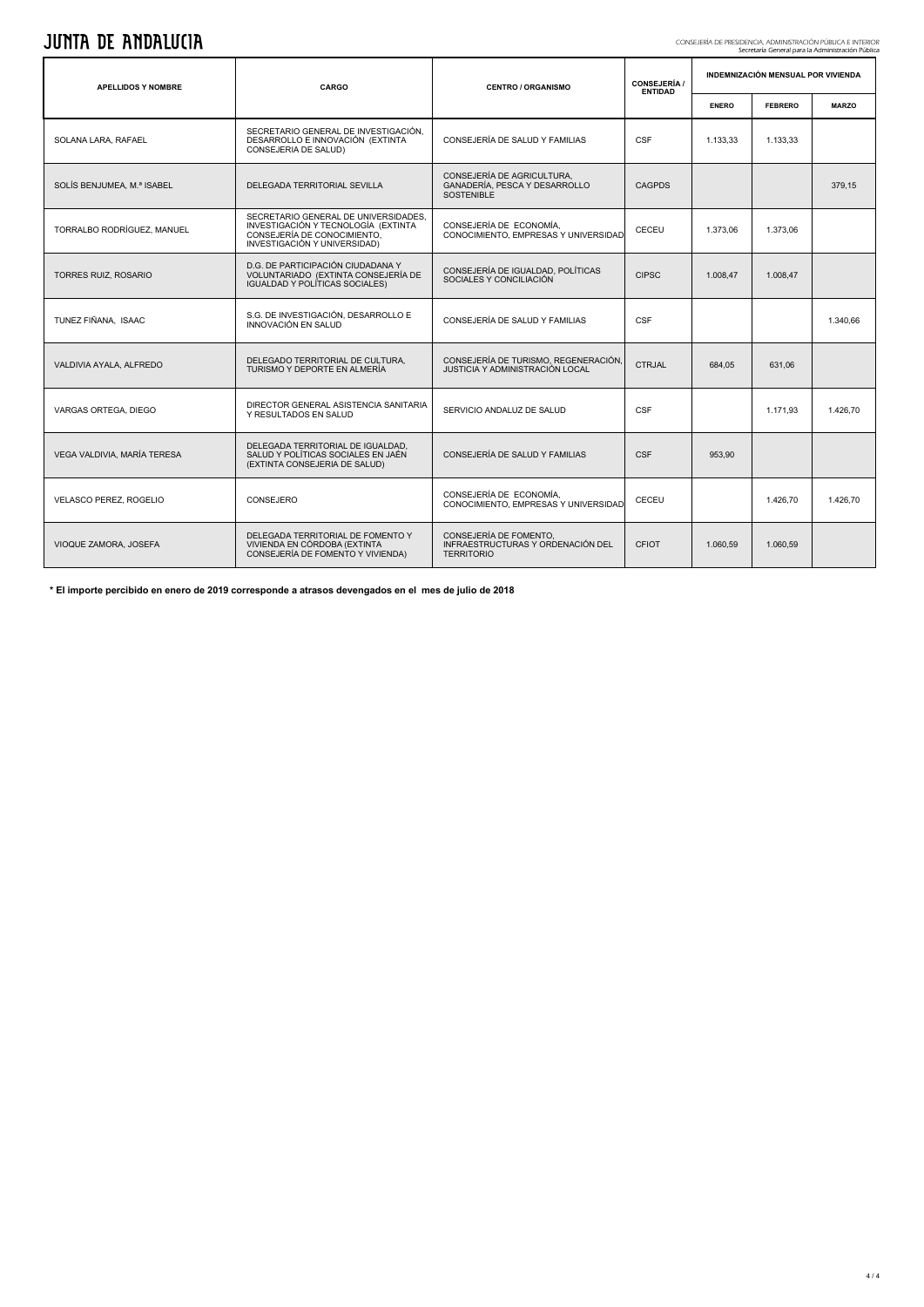| APELLIDOS Y NOMBRE | CARGO | CENTRO / ORGANISMO | CONSEJERÍA / ENTIDAD | INDEMNIZACIÓN MENSUAL POR VIVIENDA | | |
|---|---|---|---|---|---|---|
| | | | | ENERO | FEBRERO | MARZO |
| SOLANA LARA, RAFAEL | SECRETARIO GENERAL DE INVESTIGACIÓN, DESARROLLO E INNOVACIÓN (EXTINTA CONSEJERIA DE SALUD) | CONSEJERÍA DE SALUD Y FAMILIAS | CSF | 1.133,33 | 1.133,33 | |
| SOLÍS BENJUMEA, M.ª ISABEL | DELEGADA TERRITORIAL SEVILLA | CONSEJERÍA DE AGRICULTURA, GANADERÍA, PESCA Y DESARROLLO SOSTENIBLE | CAGPDS | | | 379,15 |
| TORRALBO RODRÍGUEZ, MANUEL | SECRETARIO GENERAL DE UNIVERSIDADES, INVESTIGACIÓN Y TECNOLOGÍA (EXTINTA CONSEJERÍA DE CONOCIMIENTO, INVESTIGACIÓN Y UNIVERSIDAD) | CONSEJERÍA DE ECONOMÍA, CONOCIMIENTO, EMPRESAS Y UNIVERSIDAD | CECEU | 1.373,06 | 1.373,06 | |
| TORRES RUIZ, ROSARIO | D.G. DE PARTICIPACIÓN CIUDADANA Y VOLUNTARIADO (EXTINTA CONSEJERÍA DE IGUALDAD Y POLÍTICAS SOCIALES) | CONSEJERÍA DE IGUALDAD, POLÍTICAS SOCIALES Y CONCILIACIÓN | CIPSC | 1.008,47 | 1.008,47 | |
| TUNEZ FIÑANA, ISAAC | S.G. DE INVESTIGACIÓN, DESARROLLO E INNOVACIÓN EN SALUD | CONSEJERÍA DE SALUD Y FAMILIAS | CSF | | | 1.340,66 |
| VALDIVIA AYALA, ALFREDO | DELEGADO TERRITORIAL DE CULTURA, TURISMO Y DEPORTE EN ALMERÍA | CONSEJERÍA DE TURISMO, REGENERACIÓN, JUSTICIA Y ADMINISTRACIÓN LOCAL | CTRJAL | 684,05 | 631,06 | |
| VARGAS ORTEGA, DIEGO | DIRECTOR GENERAL ASISTENCIA SANITARIA Y RESULTADOS EN SALUD | SERVICIO ANDALUZ DE SALUD | CSF | | 1.171,93 | 1.426,70 |
| VEGA VALDIVIA, MARÍA TERESA | DELEGADA TERRITORIAL DE IGUALDAD, SALUD Y POLÍTICAS SOCIALES EN JAÉN (EXTINTA CONSEJERIA DE SALUD) | CONSEJERÍA DE SALUD Y FAMILIAS | CSF | 953,90 | | |
| VELASCO PEREZ, ROGELIO | CONSEJERO | CONSEJERÍA DE ECONOMÍA, CONOCIMIENTO, EMPRESAS Y UNIVERSIDAD | CECEU | | 1.426,70 | 1.426,70 |
| VIOQUE ZAMORA, JOSEFA | DELEGADA TERRITORIAL DE FOMENTO Y VIVIENDA EN CÓRDOBA (EXTINTA CONSEJERÍA DE FOMENTO Y VIVIENDA) | CONSEJERÍA DE FOMENTO, INFRAESTRUCTURAS Y ORDENACIÓN DEL TERRITORIO | CFIOT | 1.060,59 | 1.060,59 | |

**\* El importe percibido en enero de 2019 corresponde a atrasos devengados en el mes de julio de 2018**